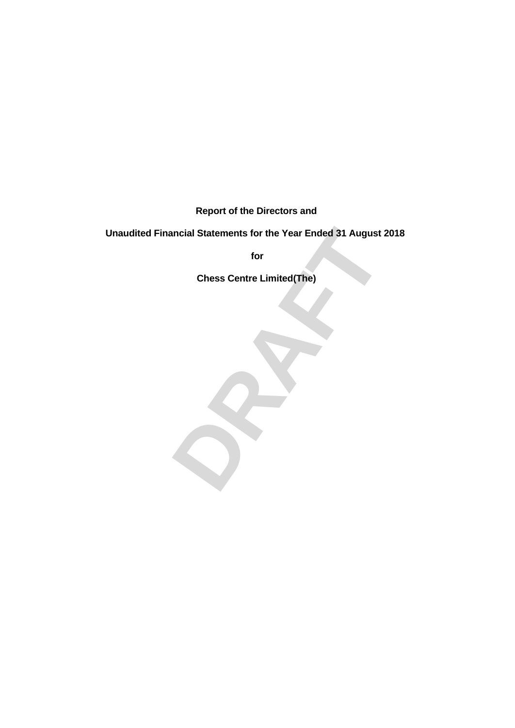**Report of the Directors and**

**Unaudited Financial Statements for the Year Ended 31 August 2018**

**for**

**Chess Centre Limited(The)**

DRAFT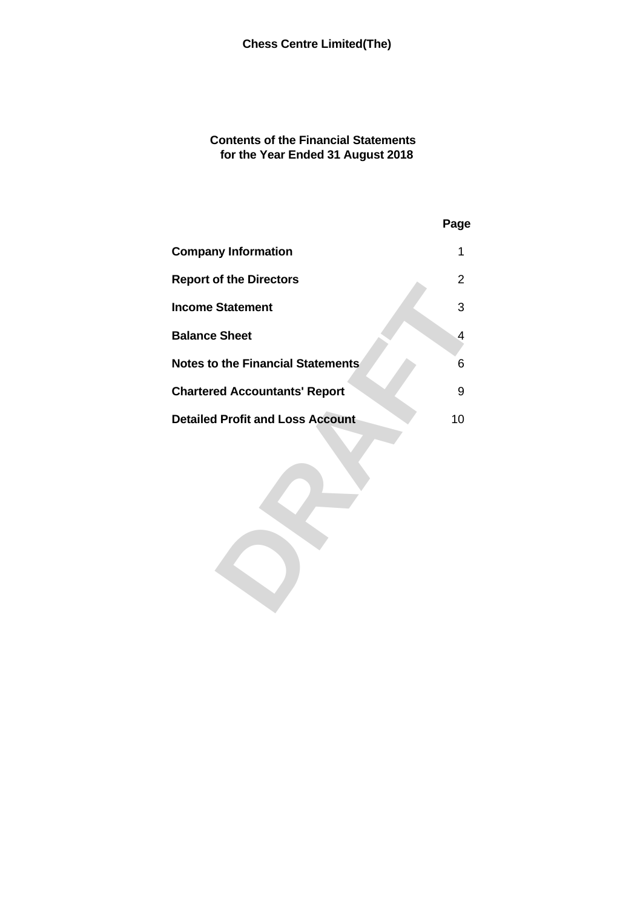**Chess Centre Limited(The)**

# Contents of the Financial Statements for the Year Ended 31 August 2018

| | Page |
|---|---|
| **Company Information** | 1 |
| **Report of the Directors** | 2 |
| **Income Statement** | 3 |
| **Balance Sheet** | 4 |
| **Notes to the Financial Statements** | 6 |
| **Chartered Accountants' Report** | 9 |
| **Detailed Profit and Loss Account** | 10 |

DRAFT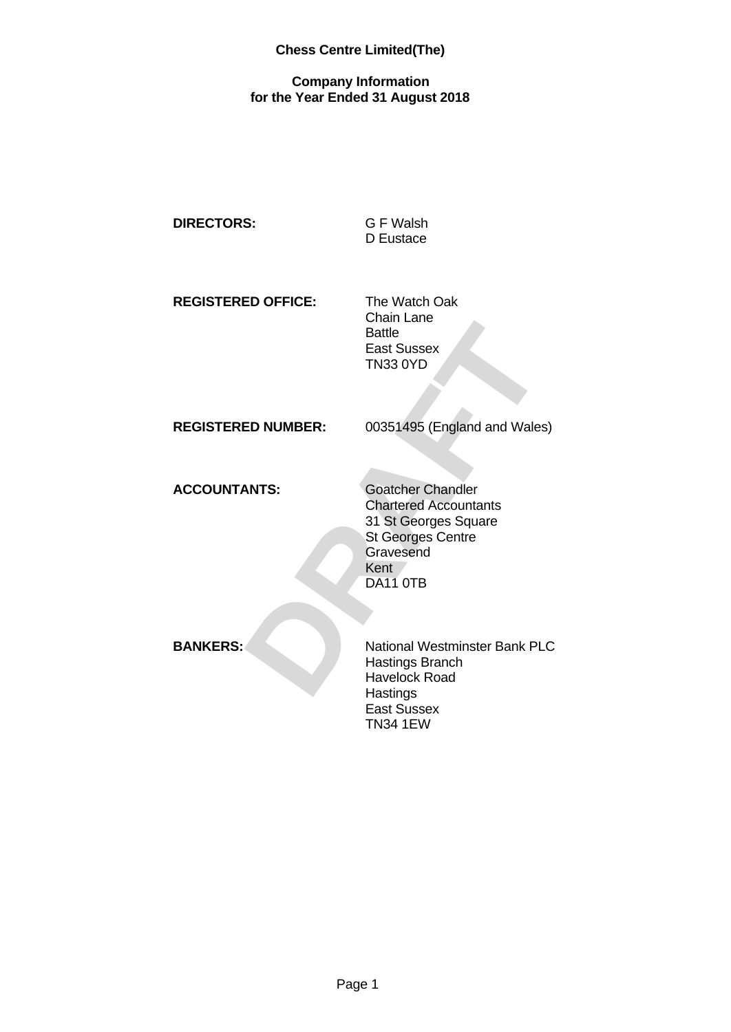**Chess Centre Limited(The)**

**Company Information**
**for the Year Ended 31 August 2018**

| | |
|---|---|
| **DIRECTORS:** | G F Walsh<br>D Eustace |
| **REGISTERED OFFICE:** | The Watch Oak<br>Chain Lane<br>Battle<br>East Sussex<br>TN33 0YD |
| **REGISTERED NUMBER:** | 00351495 (England and Wales) |
| **ACCOUNTANTS:** | Goatcher Chandler<br>Chartered Accountants<br>31 St Georges Square<br>St Georges Centre<br>Gravesend<br>Kent<br>DA11 0TB |
| **BANKERS:** | National Westminster Bank PLC<br>Hastings Branch<br>Havelock Road<br>Hastings<br>East Sussex<br>TN34 1EW |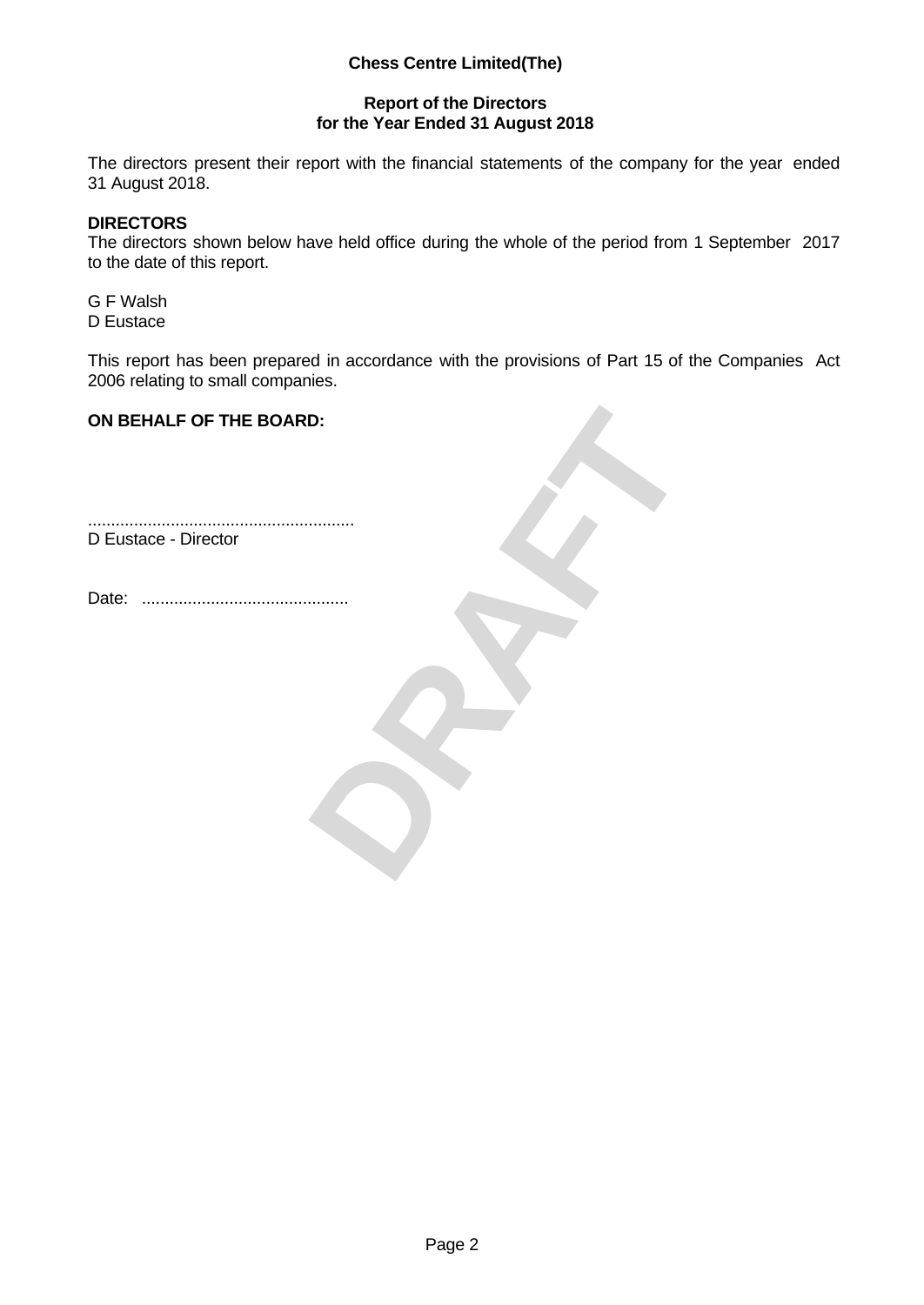**Chess Centre Limited(The)**

**Report of the Directors**
**for the Year Ended 31 August 2018**

The directors present their report with the financial statements of the company for the year ended 31 August 2018.

**DIRECTORS**
The directors shown below have held office during the whole of the period from 1 September 2017 to the date of this report.

G F Walsh
D Eustace

This report has been prepared in accordance with the provisions of Part 15 of the Companies Act 2006 relating to small companies.

**ON BEHALF OF THE BOARD:**

........................................................
D Eustace - Director

Date: ............................................

DRAFT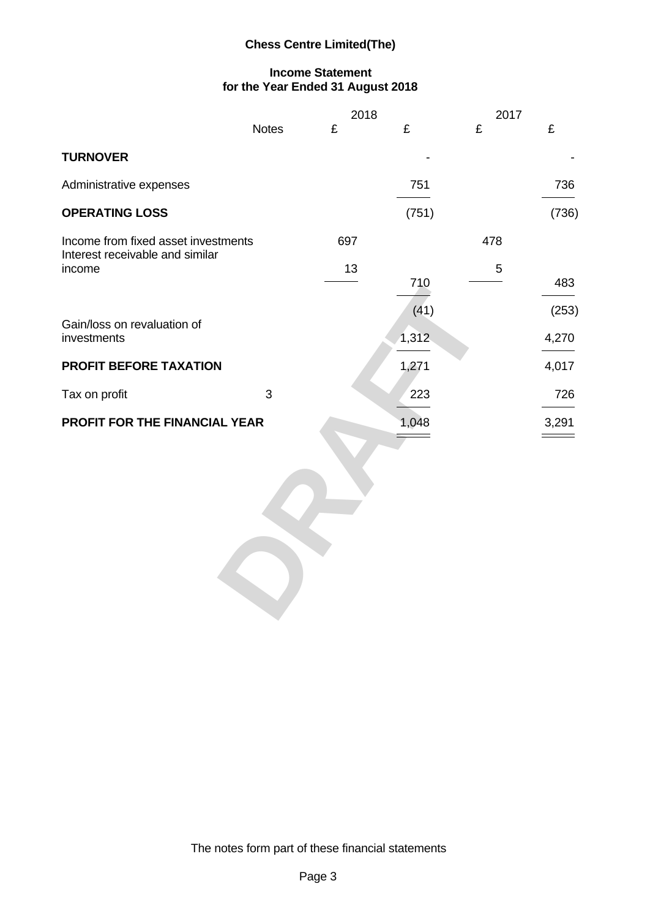# Chess Centre Limited(The)

## Income Statement
## for the Year Ended 31 August 2018

| | Notes | 2018 £ | 2018 £ | 2017 £ | 2017 £ |
|---|---|---|---|---|---|
| **TURNOVER** | | | - | | - |
| Administrative expenses | | | 751 | | 736 |
| **OPERATING LOSS** | | | (751) | | (736) |
| Income from fixed asset investments | | 697 | | 478 | |
| Interest receivable and similar income | | 13 | | 5 | |
| | | | 710 | | 483 |
| | | | (41) | | (253) |
| Gain/loss on revaluation of investments | | | 1,312 | | 4,270 |
| **PROFIT BEFORE TAXATION** | | | 1,271 | | 4,017 |
| Tax on profit | 3 | | 223 | | 726 |
| **PROFIT FOR THE FINANCIAL YEAR** | | | 1,048 | | 3,291 |

The notes form part of these financial statements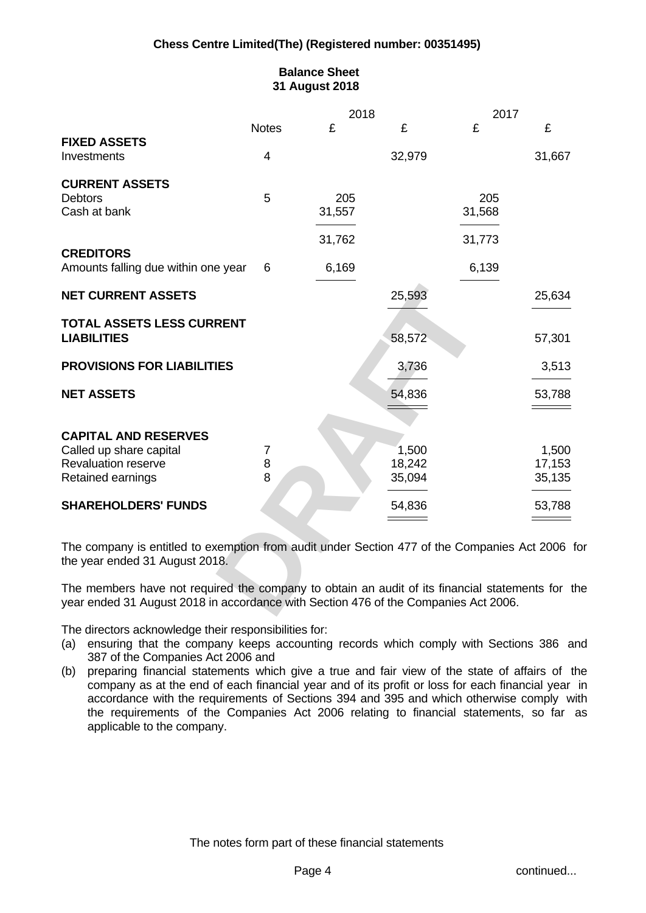**Chess Centre Limited(The) (Registered number: 00351495)**

## Balance Sheet
## 31 August 2018

| | Notes | 2018 £ | 2018 £ | 2017 £ | 2017 £ |
|---|---|---|---|---|---|
| **FIXED ASSETS** | | | | | |
| Investments | 4 | | 32,979 | | 31,667 |
| **CURRENT ASSETS** | | | | | |
| Debtors | 5 | 205 | | 205 | |
| Cash at bank | | 31,557 | | 31,568 | |
| | | 31,762 | | 31,773 | |
| **CREDITORS** | | | | | |
| Amounts falling due within one year | 6 | 6,169 | | 6,139 | |
| **NET CURRENT ASSETS** | | | 25,593 | | 25,634 |
| **TOTAL ASSETS LESS CURRENT LIABILITIES** | | | 58,572 | | 57,301 |
| **PROVISIONS FOR LIABILITIES** | | | 3,736 | | 3,513 |
| **NET ASSETS** | | | 54,836 | | 53,788 |
| **CAPITAL AND RESERVES** | | | | | |
| Called up share capital | 7 | | 1,500 | | 1,500 |
| Revaluation reserve | 8 | | 18,242 | | 17,153 |
| Retained earnings | 8 | | 35,094 | | 35,135 |
| **SHAREHOLDERS' FUNDS** | | | 54,836 | | 53,788 |

The company is entitled to exemption from audit under Section 477 of the Companies Act 2006 for the year ended 31 August 2018.

The members have not required the company to obtain an audit of its financial statements for the year ended 31 August 2018 in accordance with Section 476 of the Companies Act 2006.

The directors acknowledge their responsibilities for:

(a) ensuring that the company keeps accounting records which comply with Sections 386 and 387 of the Companies Act 2006 and

(b) preparing financial statements which give a true and fair view of the state of affairs of the company as at the end of each financial year and of its profit or loss for each financial year in accordance with the requirements of Sections 394 and 395 and which otherwise comply with the requirements of the Companies Act 2006 relating to financial statements, so far as applicable to the company.

The notes form part of these financial statements

continued...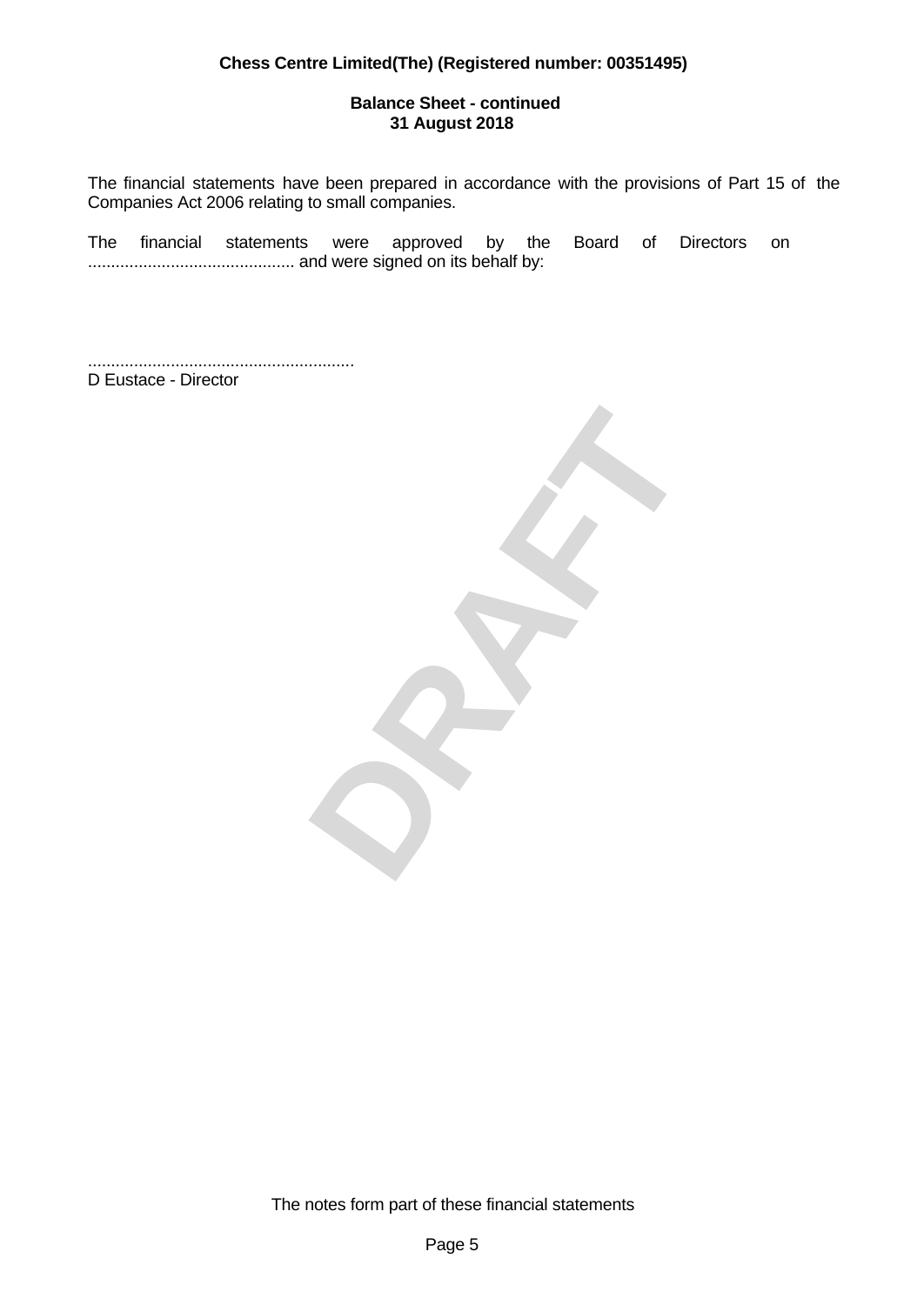**Chess Centre Limited(The) (Registered number: 00351495)**

**Balance Sheet - continued**
**31 August 2018**

The financial statements have been prepared in accordance with the provisions of Part 15 of the Companies Act 2006 relating to small companies.

The financial statements were approved by the Board of Directors on ............................................ and were signed on its behalf by:

.........................................................
D Eustace - Director

DRAFT

The notes form part of these financial statements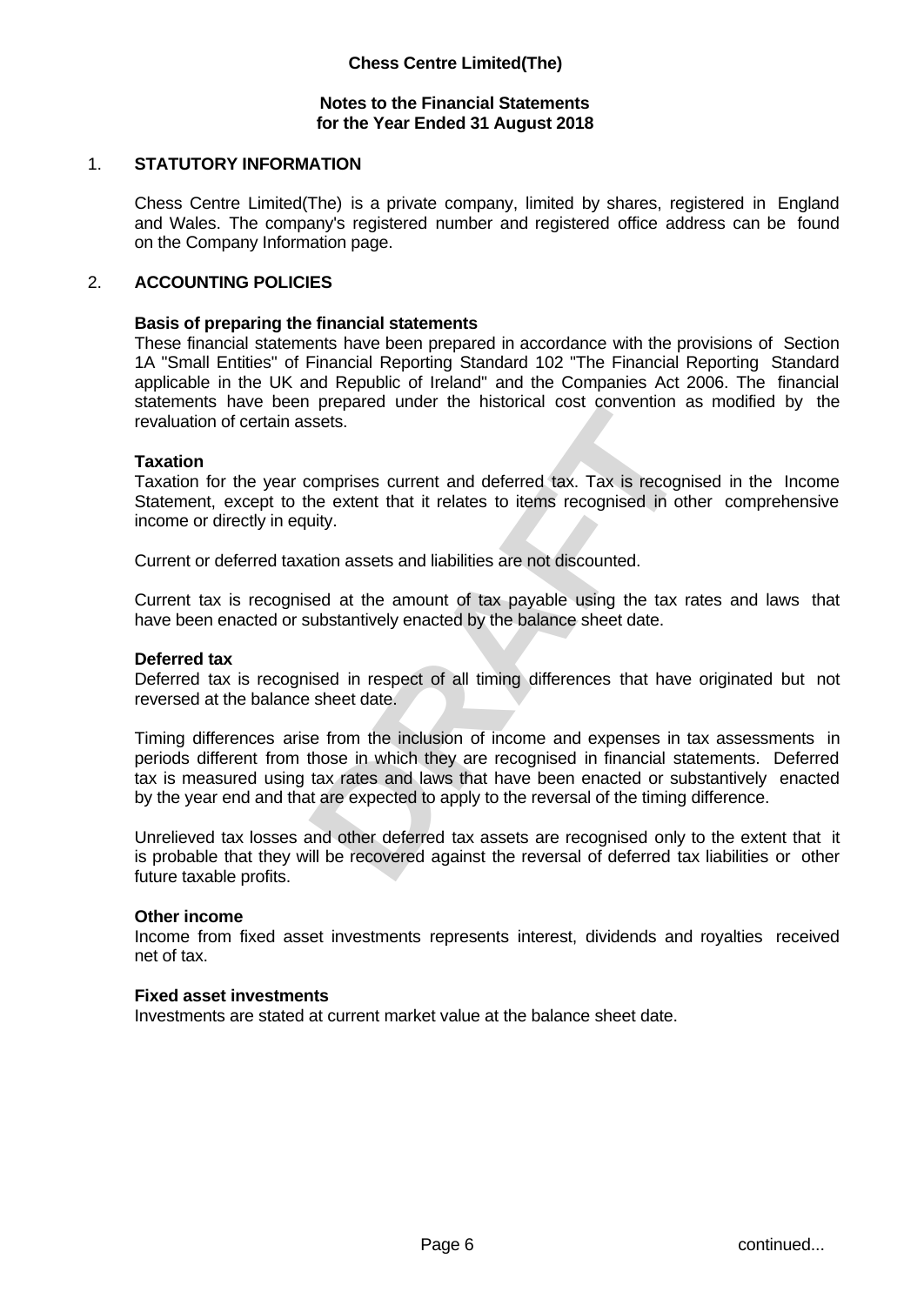**Chess Centre Limited(The)**

**Notes to the Financial Statements**
**for the Year Ended 31 August 2018**

## 1. STATUTORY INFORMATION

Chess Centre Limited(The) is a private company, limited by shares, registered in England and Wales. The company's registered number and registered office address can be found on the Company Information page.

## 2. ACCOUNTING POLICIES

**Basis of preparing the financial statements**
These financial statements have been prepared in accordance with the provisions of Section 1A "Small Entities" of Financial Reporting Standard 102 "The Financial Reporting Standard applicable in the UK and Republic of Ireland" and the Companies Act 2006. The financial statements have been prepared under the historical cost convention as modified by the revaluation of certain assets.

**Taxation**
Taxation for the year comprises current and deferred tax. Tax is recognised in the Income Statement, except to the extent that it relates to items recognised in other comprehensive income or directly in equity.

Current or deferred taxation assets and liabilities are not discounted.

Current tax is recognised at the amount of tax payable using the tax rates and laws that have been enacted or substantively enacted by the balance sheet date.

**Deferred tax**
Deferred tax is recognised in respect of all timing differences that have originated but not reversed at the balance sheet date.

Timing differences arise from the inclusion of income and expenses in tax assessments in periods different from those in which they are recognised in financial statements. Deferred tax is measured using tax rates and laws that have been enacted or substantively enacted by the year end and that are expected to apply to the reversal of the timing difference.

Unrelieved tax losses and other deferred tax assets are recognised only to the extent that it is probable that they will be recovered against the reversal of deferred tax liabilities or other future taxable profits.

**Other income**
Income from fixed asset investments represents interest, dividends and royalties received net of tax.

**Fixed asset investments**
Investments are stated at current market value at the balance sheet date.

continued...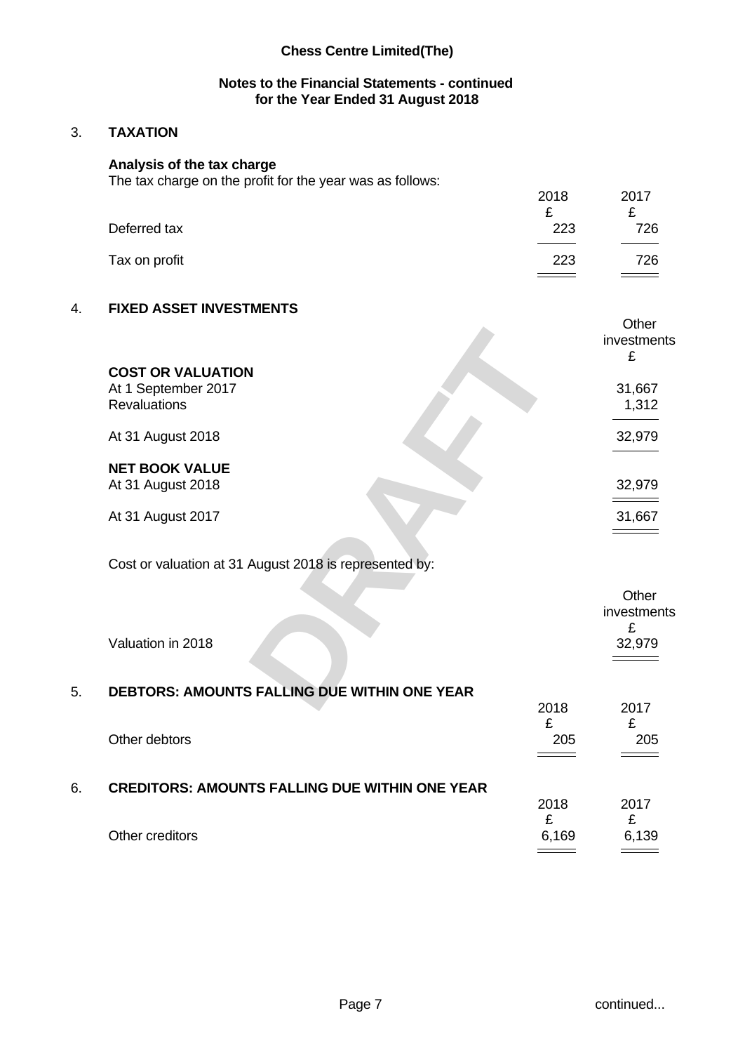## Notes to the Financial Statements - continued for the Year Ended 31 August 2018

### 3. TAXATION

**Analysis of the tax charge**

The tax charge on the profit for the year was as follows:

| | 2018 | 2017 |
|---|---|---|
| | £ | £ |
| Deferred tax | 223 | 726 |
| Tax on profit | 223 | 726 |

### 4. FIXED ASSET INVESTMENTS

| | Other investments |
|---|---|
| | £ |
| **COST OR VALUATION** | |
| At 1 September 2017 | 31,667 |
| Revaluations | 1,312 |
| At 31 August 2018 | 32,979 |
| **NET BOOK VALUE** | |
| At 31 August 2018 | 32,979 |
| At 31 August 2017 | 31,667 |

Cost or valuation at 31 August 2018 is represented by:

| | Other investments |
|---|---|
| | £ |
| Valuation in 2018 | 32,979 |

### 5. DEBTORS: AMOUNTS FALLING DUE WITHIN ONE YEAR

| | 2018 | 2017 |
|---|---|---|
| | £ | £ |
| Other debtors | 205 | 205 |

### 6. CREDITORS: AMOUNTS FALLING DUE WITHIN ONE YEAR

| | 2018 | 2017 |
|---|---|---|
| | £ | £ |
| Other creditors | 6,169 | 6,139 |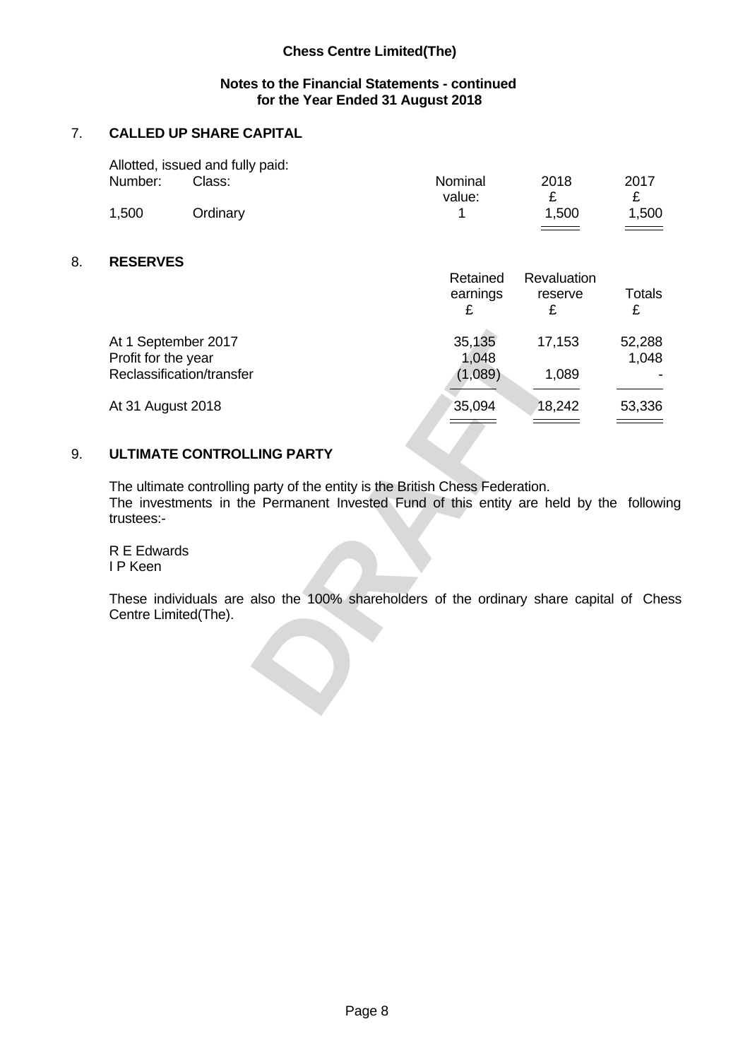**Chess Centre Limited(The)**

**Notes to the Financial Statements - continued**
**for the Year Ended 31 August 2018**

## 7. CALLED UP SHARE CAPITAL

Allotted, issued and fully paid:

| Number: | Class: | Nominal value: | 2018 £ | 2017 £ |
|---|---|---|---|---|
| 1,500 | Ordinary | 1 | 1,500 | 1,500 |

## 8. RESERVES

| | Retained earnings £ | Revaluation reserve £ | Totals £ |
|---|---|---|---|
| At 1 September 2017 | 35,135 | 17,153 | 52,288 |
| Profit for the year | 1,048 | | 1,048 |
| Reclassification/transfer | (1,089) | 1,089 | - |
| At 31 August 2018 | 35,094 | 18,242 | 53,336 |

## 9. ULTIMATE CONTROLLING PARTY

The ultimate controlling party of the entity is the British Chess Federation.
The investments in the Permanent Invested Fund of this entity are held by the following trustees:-

R E Edwards
I P Keen

These individuals are also the 100% shareholders of the ordinary share capital of Chess Centre Limited(The).

DRAFT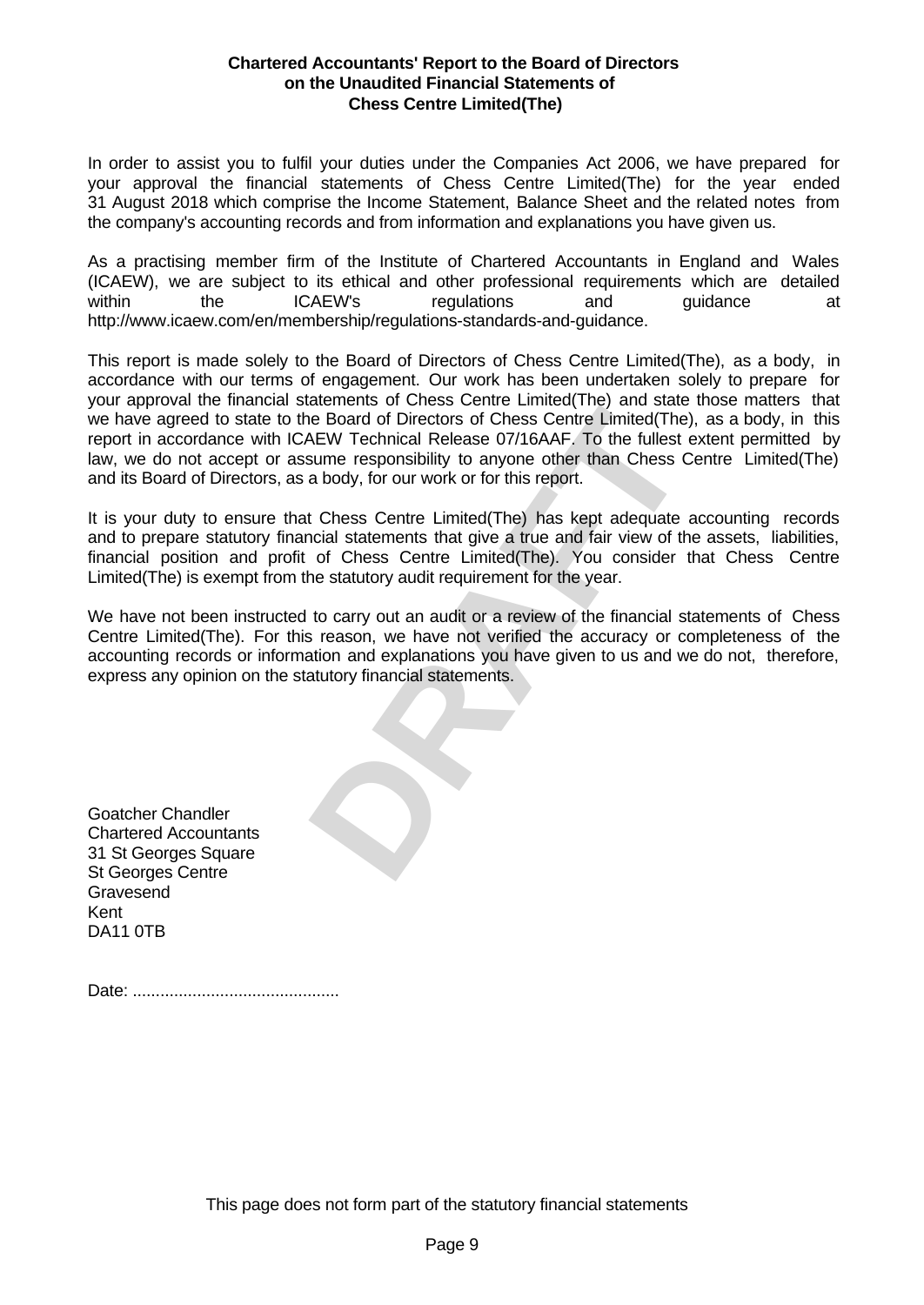**Chartered Accountants' Report to the Board of Directors on the Unaudited Financial Statements of Chess Centre Limited(The)**

In order to assist you to fulfil your duties under the Companies Act 2006, we have prepared for your approval the financial statements of Chess Centre Limited(The) for the year ended 31 August 2018 which comprise the Income Statement, Balance Sheet and the related notes from the company's accounting records and from information and explanations you have given us.

As a practising member firm of the Institute of Chartered Accountants in England and Wales (ICAEW), we are subject to its ethical and other professional requirements which are detailed within the ICAEW's regulations and guidance at http://www.icaew.com/en/membership/regulations-standards-and-guidance.

This report is made solely to the Board of Directors of Chess Centre Limited(The), as a body, in accordance with our terms of engagement. Our work has been undertaken solely to prepare for your approval the financial statements of Chess Centre Limited(The) and state those matters that we have agreed to state to the Board of Directors of Chess Centre Limited(The), as a body, in this report in accordance with ICAEW Technical Release 07/16AAF. To the fullest extent permitted by law, we do not accept or assume responsibility to anyone other than Chess Centre Limited(The) and its Board of Directors, as a body, for our work or for this report.

It is your duty to ensure that Chess Centre Limited(The) has kept adequate accounting records and to prepare statutory financial statements that give a true and fair view of the assets, liabilities, financial position and profit of Chess Centre Limited(The). You consider that Chess Centre Limited(The) is exempt from the statutory audit requirement for the year.

We have not been instructed to carry out an audit or a review of the financial statements of Chess Centre Limited(The). For this reason, we have not verified the accuracy or completeness of the accounting records or information and explanations you have given to us and we do not, therefore, express any opinion on the statutory financial statements.

DRAFT

Goatcher Chandler
Chartered Accountants
31 St Georges Square
St Georges Centre
Gravesend
Kent
DA11 0TB

Date: .............................................

This page does not form part of the statutory financial statements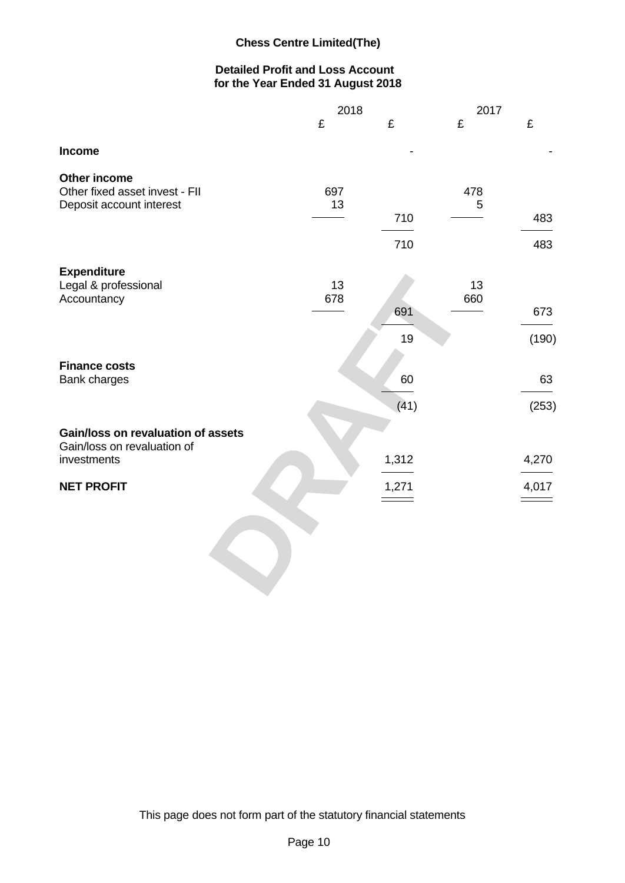# Chess Centre Limited(The)

## Detailed Profit and Loss Account for the Year Ended 31 August 2018

| | 2018 | | 2017 | |
|---|---|---|---|---|
| | £ | £ | £ | £ |
| **Income** | | - | | - |
| **Other income** | | | | |
| Other fixed asset invest - FII | 697 | | 478 | |
| Deposit account interest | 13 | | 5 | |
| | | 710 | | 483 |
| | | 710 | | 483 |
| **Expenditure** | | | | |
| Legal & professional | 13 | | 13 | |
| Accountancy | 678 | | 660 | |
| | | 691 | | 673 |
| | | 19 | | (190) |
| **Finance costs** | | | | |
| Bank charges | | 60 | | 63 |
| | | (41) | | (253) |
| **Gain/loss on revaluation of assets** | | | | |
| Gain/loss on revaluation of investments | | 1,312 | | 4,270 |
| **NET PROFIT** | | 1,271 | | 4,017 |

DRAFT

This page does not form part of the statutory financial statements